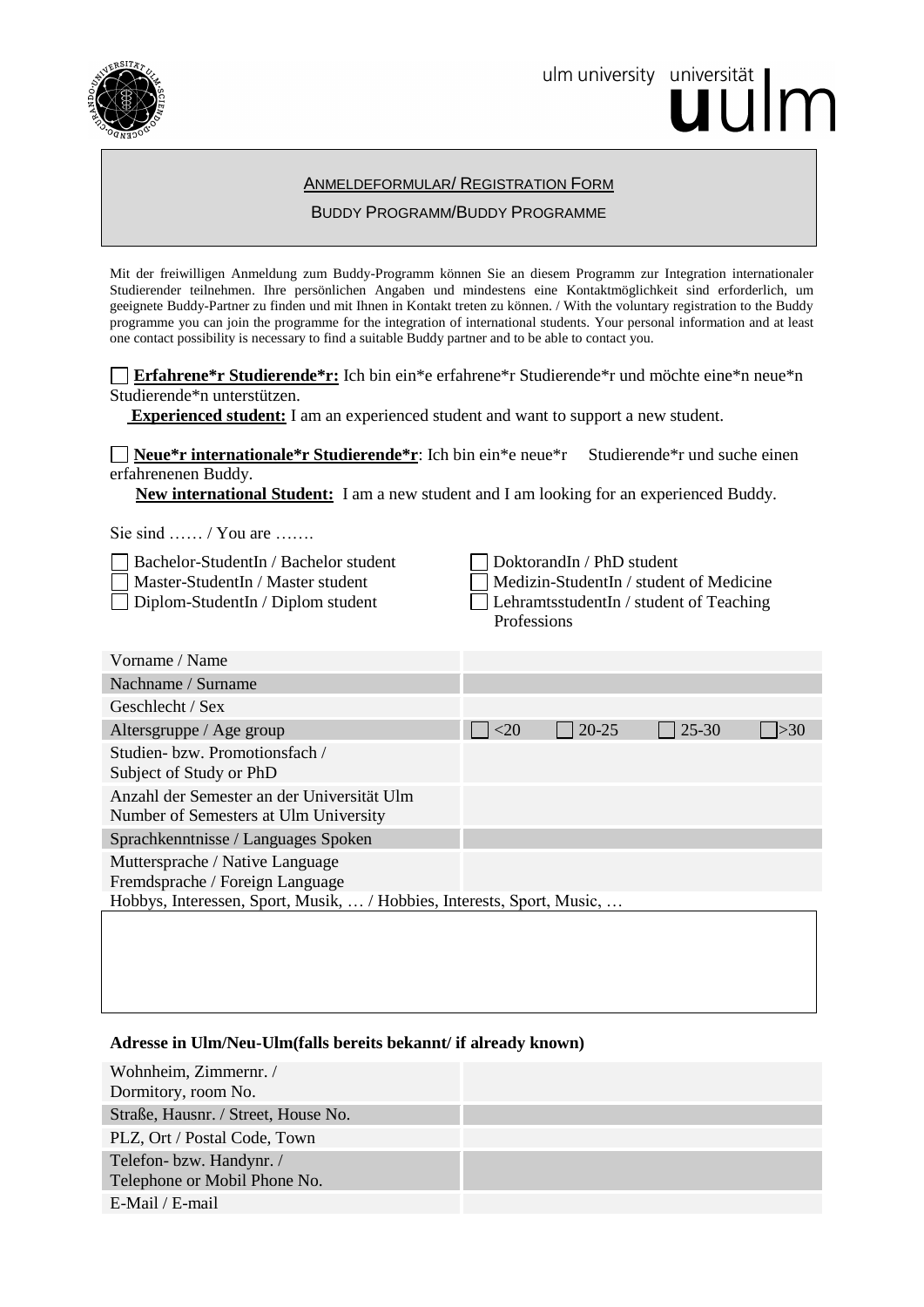ulm university universität **u**ulm

## ANMELDEFORMULAR/ REGISTRATION FORM

### BUDDY PROGRAMM/BUDDY PROGRAMME

Mit der freiwilligen Anmeldung zum Buddy-Programm können Sie an diesem Programm zur Integration internationaler Studierender teilnehmen. Ihre persönlichen Angaben und mindestens eine Kontaktmöglichkeit sind erforderlich, um geeignete Buddy-Partner zu finden und mit Ihnen in Kontakt treten zu können. / With the voluntary registration to the Buddy programme you can join the programme for the integration of international students. Your personal information and at least one contact possibility is necessary to find a suitable Buddy partner and to be able to contact you.

☐ **Erfahrene*r Studierende*r:** Ich bin ein*e erfahrene*r Studierende*r und möchte eine*n neue*n Studierende*n unterstützen.

**Experienced student:** I am an experienced student and want to support a new student.

☐ **Neue*r internationale*r Studierende*r**: Ich bin ein*e neue*r Studierende*r und suche einen erfahrenenen Buddy.

**New international Student:** I am a new student and I am looking for an experienced Buddy.

Sie sind …… / You are …….

☐ Bachelor-StudentIn / Bachelor student
☐ Master-StudentIn / Master student
☐ Diplom-StudentIn / Diplom student
☐ DoktorandIn / PhD student
☐ Medizin-StudentIn / student of Medicine
☐ LehramtsstudentIn / student of Teaching Professions

| | |
|---|---|
| Vorname / Name | |
| Nachname / Surname | |
| Geschlecht / Sex | |
| Altersgruppe / Age group | ☐ <20 ☐ 20-25 ☐ 25-30 ☐ >30 |
| Studien- bzw. Promotionsfach / Subject of Study or PhD | |
| Anzahl der Semester an der Universität Ulm Number of Semesters at Ulm University | |
| Sprachkenntnisse / Languages Spoken | |
| Muttersprache / Native Language Fremdsprache / Foreign Language | |

Hobbys, Interessen, Sport, Musik, … / Hobbies, Interests, Sport, Music, …

**Adresse in Ulm/Neu-Ulm(falls bereits bekannt/ if already known)**

| | |
|---|---|
| Wohnheim, Zimmernr. / Dormitory, room No. | |
| Straße, Hausnr. / Street, House No. | |
| PLZ, Ort / Postal Code, Town | |
| Telefon- bzw. Handynr. / Telephone or Mobil Phone No. | |
| E-Mail / E-mail | |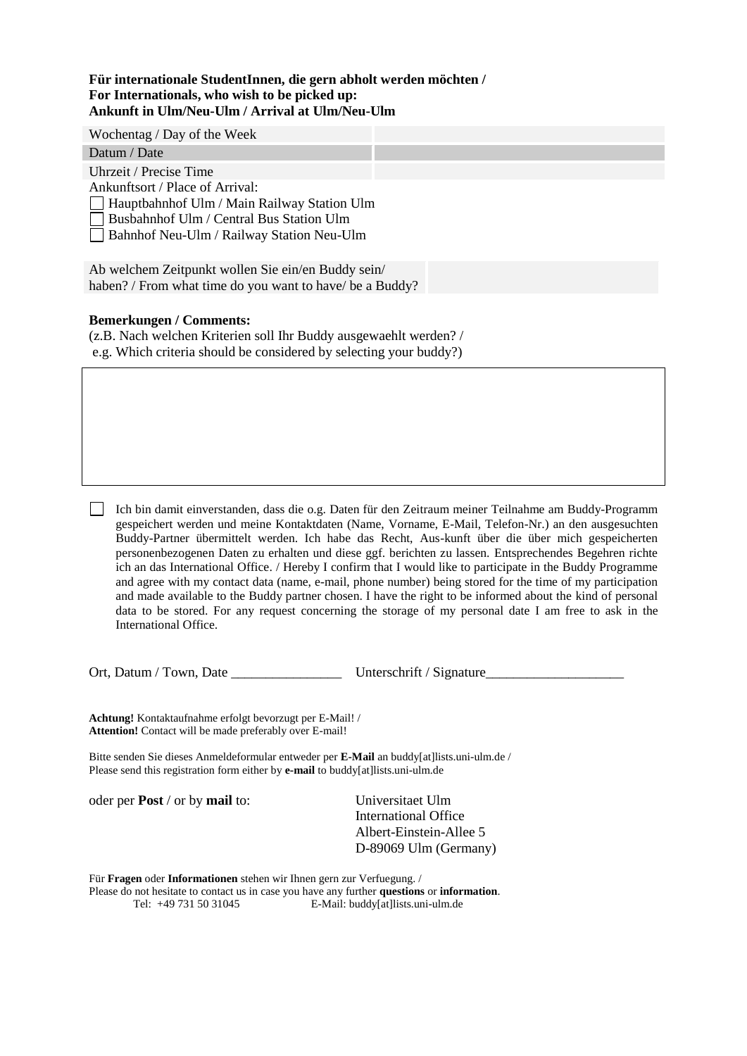**Für internationale StudentInnen, die gern abholt werden möchten /**
**For Internationals, who wish to be picked up:**
**Ankunft in Ulm/Neu-Ulm / Arrival at Ulm/Neu-Ulm**

| | |
|---|---|
| Wochentag / Day of the Week | |
| Datum / Date | |
| Uhrzeit / Precise Time | |

Ankunftsort / Place of Arrival:

- ☐ Hauptbahnhof Ulm / Main Railway Station Ulm
- ☐ Busbahnhof Ulm / Central Bus Station Ulm
- ☐ Bahnhof Neu-Ulm / Railway Station Neu-Ulm

| | |
|---|---|
| Ab welchem Zeitpunkt wollen Sie ein/en Buddy sein/ haben? / From what time do you want to have/ be a Buddy? | |

**Bemerkungen / Comments:**
(z.B. Nach welchen Kriterien soll Ihr Buddy ausgewaehlt werden? /
e.g. Which criteria should be considered by selecting your buddy?)

☐ Ich bin damit einverstanden, dass die o.g. Daten für den Zeitraum meiner Teilnahme am Buddy-Programm gespeichert werden und meine Kontaktdaten (Name, Vorname, E-Mail, Telefon-Nr.) an den ausgesuchten Buddy-Partner übermittelt werden. Ich habe das Recht, Aus-kunft über die über mich gespeicherten personenbezogenen Daten zu erhalten und diese ggf. berichten zu lassen. Entsprechendes Begehren richte ich an das International Office. / Hereby I confirm that I would like to participate in the Buddy Programme and agree with my contact data (name, e-mail, phone number) being stored for the time of my participation and made available to the Buddy partner chosen. I have the right to be informed about the kind of personal data to be stored. For any request concerning the storage of my personal date I am free to ask in the International Office.

Ort, Datum / Town, Date ________________ Unterschrift / Signature____________________

**Achtung!** Kontaktaufnahme erfolgt bevorzugt per E-Mail! /
**Attention!** Contact will be made preferably over E-mail!

Bitte senden Sie dieses Anmeldeformular entweder per **E-Mail** an buddy[at]lists.uni-ulm.de /
Please send this registration form either by **e-mail** to buddy[at]lists.uni-ulm.de

oder per **Post** / or by **mail** to:

Universitaet Ulm
International Office
Albert-Einstein-Allee 5
D-89069 Ulm (Germany)

Für **Fragen** oder **Informationen** stehen wir Ihnen gern zur Verfuegung. /
Please do not hesitate to contact us in case you have any further **questions** or **information**.
Tel: +49 731 50 31045 E-Mail: buddy[at]lists.uni-ulm.de